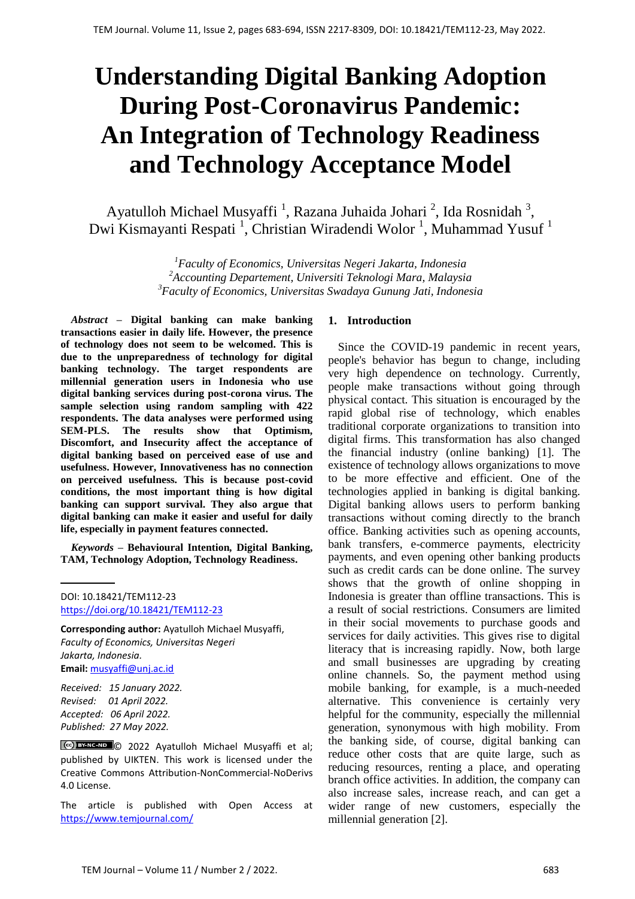# Understanding Digital Banking Adoption During Post-Coronavirus Pandemic: An Integration of Technology Readiness and Technology Acceptance Model

Ayatulloh Michael Musyaffi [1], Razana Juhaida Johari [2], Ida Rosnidah [3], Dwi Kismayanti Respati [1], Christian Wiradendi Wolor [1], Muhammad Yusuf [1]

[1] *Faculty of Economics, Universitas Negeri Jakarta, Indonesia*
[2] *Accounting Departement, Universiti Teknologi Mara, Malaysia*
[3] *Faculty of Economics, Universitas Swadaya Gunung Jati, Indonesia*

***Abstract*** **– Digital banking can make banking transactions easier in daily life. However, the presence of technology does not seem to be welcomed. This is due to the unpreparedness of technology for digital banking technology. The target respondents are millennial generation users in Indonesia who use digital banking services during post-corona virus. The sample selection using random sampling with 422 respondents. The data analyses were performed using SEM-PLS. The results show that Optimism, Discomfort, and Insecurity affect the acceptance of digital banking based on perceived ease of use and usefulness. However, Innovativeness has no connection on perceived usefulness. This is because post-covid conditions, the most important thing is how digital banking can support survival. They also argue that digital banking can make it easier and useful for daily life, especially in payment features connected.**

***Keywords*** **– Behavioural Intention, Digital Banking, TAM, Technology Adoption, Technology Readiness.**

DOI: 10.18421/TEM112-23
https://doi.org/10.18421/TEM112-23

**Corresponding author:** Ayatulloh Michael Musyaffi, *Faculty of Economics, Universitas Negeri Jakarta, Indonesia.*
**Email:** musyaffi@unj.ac.id

*Received: 15 January 2022.*
*Revised: 01 April 2022.*
*Accepted: 06 April 2022.*
*Published: 27 May 2022.*

© 2022 Ayatulloh Michael Musyaffi et al; published by UIKTEN. This work is licensed under the Creative Commons Attribution-NonCommercial-NoDerivs 4.0 License.

The article is published with Open Access at https://www.temjournal.com/

## 1. Introduction

Since the COVID-19 pandemic in recent years, people's behavior has begun to change, including very high dependence on technology. Currently, people make transactions without going through physical contact. This situation is encouraged by the rapid global rise of technology, which enables traditional corporate organizations to transition into digital firms. This transformation has also changed the financial industry (online banking) [1]. The existence of technology allows organizations to move to be more effective and efficient. One of the technologies applied in banking is digital banking. Digital banking allows users to perform banking transactions without coming directly to the branch office. Banking activities such as opening accounts, bank transfers, e-commerce payments, electricity payments, and even opening other banking products such as credit cards can be done online. The survey shows that the growth of online shopping in Indonesia is greater than offline transactions. This is a result of social restrictions. Consumers are limited in their social movements to purchase goods and services for daily activities. This gives rise to digital literacy that is increasing rapidly. Now, both large and small businesses are upgrading by creating online channels. So, the payment method using mobile banking, for example, is a much-needed alternative. This convenience is certainly very helpful for the community, especially the millennial generation, synonymous with high mobility. From the banking side, of course, digital banking can reduce other costs that are quite large, such as reducing resources, renting a place, and operating branch office activities. In addition, the company can also increase sales, increase reach, and can get a wider range of new customers, especially the millennial generation [2].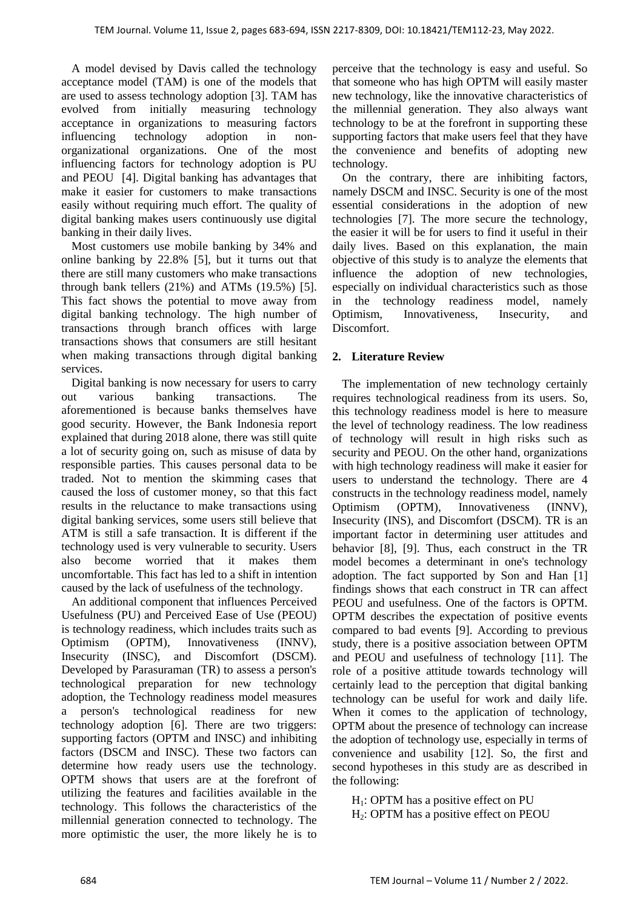A model devised by Davis called the technology acceptance model (TAM) is one of the models that are used to assess technology adoption [3]. TAM has evolved from initially measuring technology acceptance in organizations to measuring factors influencing technology adoption in non-organizational organizations. One of the most influencing factors for technology adoption is PU and PEOU [4]. Digital banking has advantages that make it easier for customers to make transactions easily without requiring much effort. The quality of digital banking makes users continuously use digital banking in their daily lives.

Most customers use mobile banking by 34% and online banking by 22.8% [5], but it turns out that there are still many customers who make transactions through bank tellers (21%) and ATMs (19.5%) [5]. This fact shows the potential to move away from digital banking technology. The high number of transactions through branch offices with large transactions shows that consumers are still hesitant when making transactions through digital banking services.

Digital banking is now necessary for users to carry out various banking transactions. The aforementioned is because banks themselves have good security. However, the Bank Indonesia report explained that during 2018 alone, there was still quite a lot of security going on, such as misuse of data by responsible parties. This causes personal data to be traded. Not to mention the skimming cases that caused the loss of customer money, so that this fact results in the reluctance to make transactions using digital banking services, some users still believe that ATM is still a safe transaction. It is different if the technology used is very vulnerable to security. Users also become worried that it makes them uncomfortable. This fact has led to a shift in intention caused by the lack of usefulness of the technology.

An additional component that influences Perceived Usefulness (PU) and Perceived Ease of Use (PEOU) is technology readiness, which includes traits such as Optimism (OPTM), Innovativeness (INNV), Insecurity (INSC), and Discomfort (DSCM). Developed by Parasuraman (TR) to assess a person's technological preparation for new technology adoption, the Technology readiness model measures a person's technological readiness for new technology adoption [6]. There are two triggers: supporting factors (OPTM and INSC) and inhibiting factors (DSCM and INSC). These two factors can determine how ready users use the technology. OPTM shows that users are at the forefront of utilizing the features and facilities available in the technology. This follows the characteristics of the millennial generation connected to technology. The more optimistic the user, the more likely he is to perceive that the technology is easy and useful. So that someone who has high OPTM will easily master new technology, like the innovative characteristics of the millennial generation. They also always want technology to be at the forefront in supporting these supporting factors that make users feel that they have the convenience and benefits of adopting new technology.

On the contrary, there are inhibiting factors, namely DSCM and INSC. Security is one of the most essential considerations in the adoption of new technologies [7]. The more secure the technology, the easier it will be for users to find it useful in their daily lives. Based on this explanation, the main objective of this study is to analyze the elements that influence the adoption of new technologies, especially on individual characteristics such as those in the technology readiness model, namely Optimism, Innovativeness, Insecurity, and Discomfort.

## 2. Literature Review

The implementation of new technology certainly requires technological readiness from its users. So, this technology readiness model is here to measure the level of technology readiness. The low readiness of technology will result in high risks such as security and PEOU. On the other hand, organizations with high technology readiness will make it easier for users to understand the technology. There are 4 constructs in the technology readiness model, namely Optimism (OPTM), Innovativeness (INNV), Insecurity (INS), and Discomfort (DSCM). TR is an important factor in determining user attitudes and behavior [8], [9]. Thus, each construct in the TR model becomes a determinant in one's technology adoption. The fact supported by Son and Han [1] findings shows that each construct in TR can affect PEOU and usefulness. One of the factors is OPTM. OPTM describes the expectation of positive events compared to bad events [9]. According to previous study, there is a positive association between OPTM and PEOU and usefulness of technology [11]. The role of a positive attitude towards technology will certainly lead to the perception that digital banking technology can be useful for work and daily life. When it comes to the application of technology, OPTM about the presence of technology can increase the adoption of technology use, especially in terms of convenience and usability [12]. So, the first and second hypotheses in this study are as described in the following:

$H_1$: OPTM has a positive effect on PU

$H_2$: OPTM has a positive effect on PEOU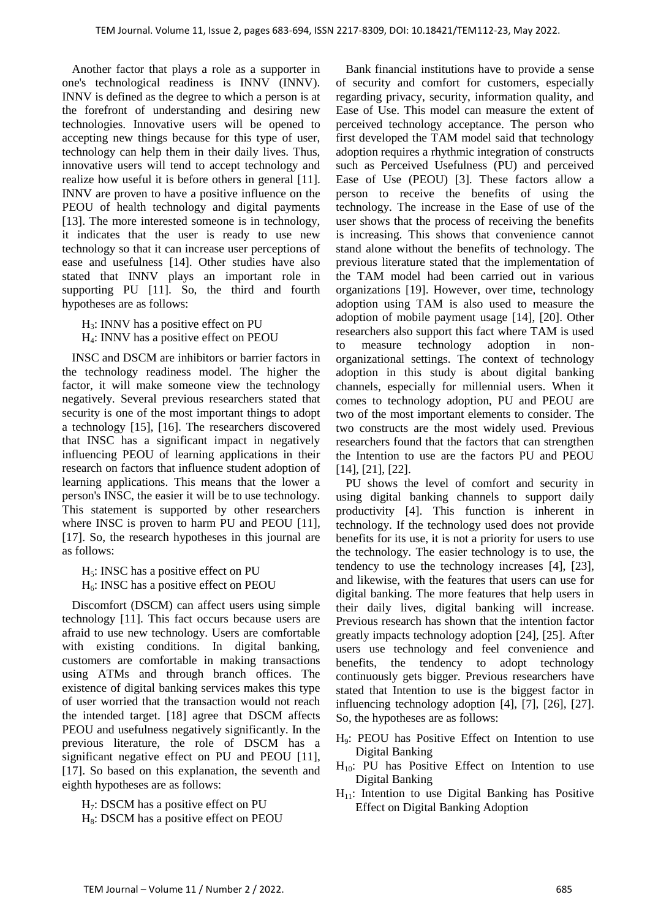Another factor that plays a role as a supporter in one's technological readiness is INNV (INNV). INNV is defined as the degree to which a person is at the forefront of understanding and desiring new technologies. Innovative users will be opened to accepting new things because for this type of user, technology can help them in their daily lives. Thus, innovative users will tend to accept technology and realize how useful it is before others in general [11]. INNV are proven to have a positive influence on the PEOU of health technology and digital payments [13]. The more interested someone is in technology, it indicates that the user is ready to use new technology so that it can increase user perceptions of ease and usefulness [14]. Other studies have also stated that INNV plays an important role in supporting PU [11]. So, the third and fourth hypotheses are as follows:

$H_3$: INNV has a positive effect on PU
$H_4$: INNV has a positive effect on PEOU

INSC and DSCM are inhibitors or barrier factors in the technology readiness model. The higher the factor, it will make someone view the technology negatively. Several previous researchers stated that security is one of the most important things to adopt a technology [15], [16]. The researchers discovered that INSC has a significant impact in negatively influencing PEOU of learning applications in their research on factors that influence student adoption of learning applications. This means that the lower a person's INSC, the easier it will be to use technology. This statement is supported by other researchers where INSC is proven to harm PU and PEOU [11], [17]. So, the research hypotheses in this journal are as follows:

$H_5$: INSC has a positive effect on PU
$H_6$: INSC has a positive effect on PEOU

Discomfort (DSCM) can affect users using simple technology [11]. This fact occurs because users are afraid to use new technology. Users are comfortable with existing conditions. In digital banking, customers are comfortable in making transactions using ATMs and through branch offices. The existence of digital banking services makes this type of user worried that the transaction would not reach the intended target. [18] agree that DSCM affects PEOU and usefulness negatively significantly. In the previous literature, the role of DSCM has a significant negative effect on PU and PEOU [11], [17]. So based on this explanation, the seventh and eighth hypotheses are as follows:

$H_7$: DSCM has a positive effect on PU
$H_8$: DSCM has a positive effect on PEOU

Bank financial institutions have to provide a sense of security and comfort for customers, especially regarding privacy, security, information quality, and Ease of Use. This model can measure the extent of perceived technology acceptance. The person who first developed the TAM model said that technology adoption requires a rhythmic integration of constructs such as Perceived Usefulness (PU) and perceived Ease of Use (PEOU) [3]. These factors allow a person to receive the benefits of using the technology. The increase in the Ease of use of the user shows that the process of receiving the benefits is increasing. This shows that convenience cannot stand alone without the benefits of technology. The previous literature stated that the implementation of the TAM model had been carried out in various organizations [19]. However, over time, technology adoption using TAM is also used to measure the adoption of mobile payment usage [14], [20]. Other researchers also support this fact where TAM is used to measure technology adoption in non-organizational settings. The context of technology adoption in this study is about digital banking channels, especially for millennial users. When it comes to technology adoption, PU and PEOU are two of the most important elements to consider. The two constructs are the most widely used. Previous researchers found that the factors that can strengthen the Intention to use are the factors PU and PEOU [14], [21], [22].

PU shows the level of comfort and security in using digital banking channels to support daily productivity [4]. This function is inherent in technology. If the technology used does not provide benefits for its use, it is not a priority for users to use the technology. The easier technology is to use, the tendency to use the technology increases [4], [23], and likewise, with the features that users can use for digital banking. The more features that help users in their daily lives, digital banking will increase. Previous research has shown that the intention factor greatly impacts technology adoption [24], [25]. After users use technology and feel convenience and benefits, the tendency to adopt technology continuously gets bigger. Previous researchers have stated that Intention to use is the biggest factor in influencing technology adoption [4], [7], [26], [27]. So, the hypotheses are as follows:

$H_9$: PEOU has Positive Effect on Intention to use Digital Banking
$H_{10}$: PU has Positive Effect on Intention to use Digital Banking
$H_{11}$: Intention to use Digital Banking has Positive Effect on Digital Banking Adoption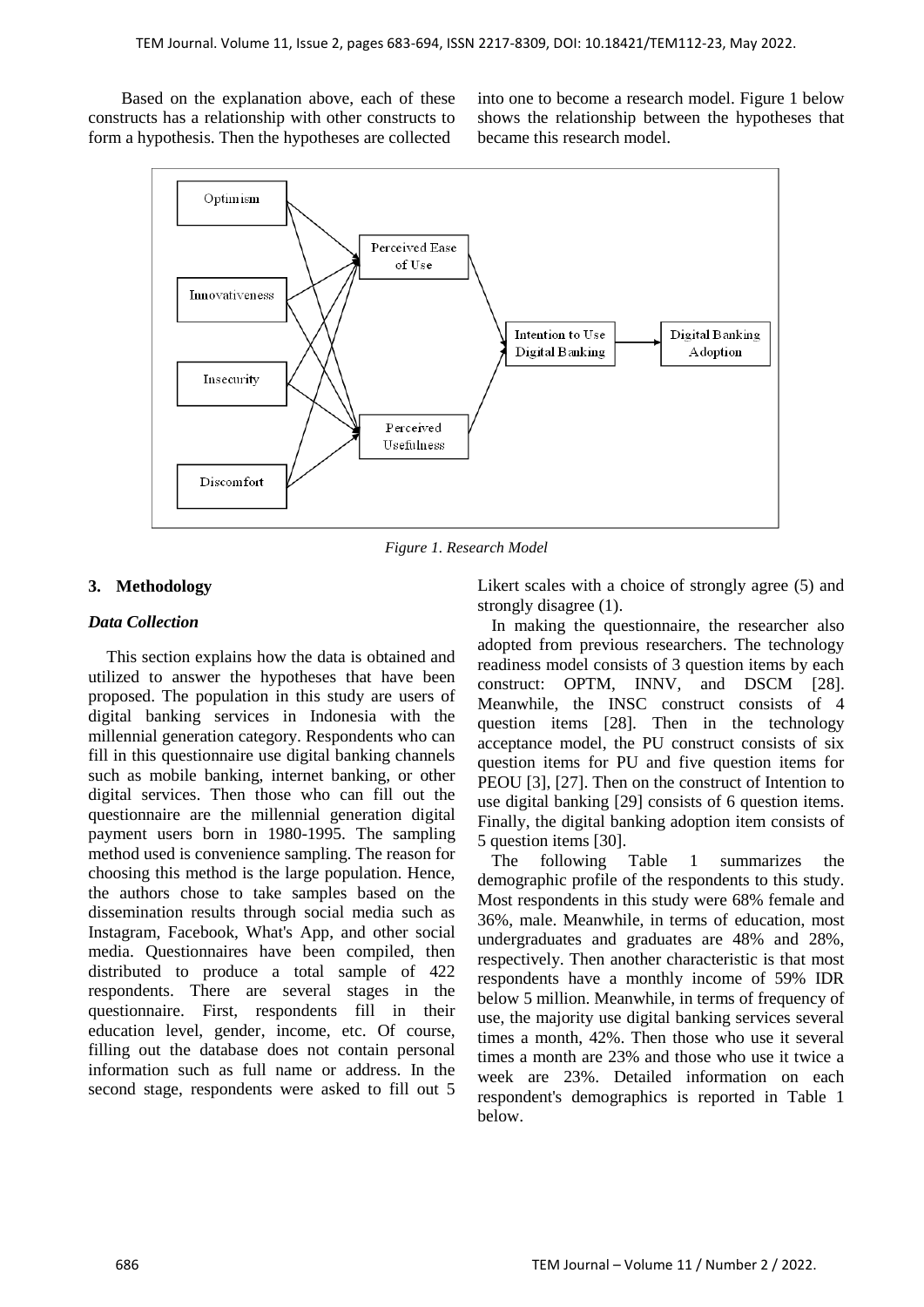Based on the explanation above, each of these constructs has a relationship with other constructs to form a hypothesis. Then the hypotheses are collected into one to become a research model. Figure 1 below shows the relationship between the hypotheses that became this research model.

*Figure 1. Research Model*

## 3. Methodology

### *Data Collection*

This section explains how the data is obtained and utilized to answer the hypotheses that have been proposed. The population in this study are users of digital banking services in Indonesia with the millennial generation category. Respondents who can fill in this questionnaire use digital banking channels such as mobile banking, internet banking, or other digital services. Then those who can fill out the questionnaire are the millennial generation digital payment users born in 1980-1995. The sampling method used is convenience sampling. The reason for choosing this method is the large population. Hence, the authors chose to take samples based on the dissemination results through social media such as Instagram, Facebook, What's App, and other social media. Questionnaires have been compiled, then distributed to produce a total sample of 422 respondents. There are several stages in the questionnaire. First, respondents fill in their education level, gender, income, etc. Of course, filling out the database does not contain personal information such as full name or address. In the second stage, respondents were asked to fill out 5 Likert scales with a choice of strongly agree (5) and strongly disagree (1).

In making the questionnaire, the researcher also adopted from previous researchers. The technology readiness model consists of 3 question items by each construct: OPTM, INNV, and DSCM [28]. Meanwhile, the INSC construct consists of 4 question items [28]. Then in the technology acceptance model, the PU construct consists of six question items for PU and five question items for PEOU [3], [27]. Then on the construct of Intention to use digital banking [29] consists of 6 question items. Finally, the digital banking adoption item consists of 5 question items [30].

The following Table 1 summarizes the demographic profile of the respondents to this study. Most respondents in this study were 68% female and 36%, male. Meanwhile, in terms of education, most undergraduates and graduates are 48% and 28%, respectively. Then another characteristic is that most respondents have a monthly income of 59% IDR below 5 million. Meanwhile, in terms of frequency of use, the majority use digital banking services several times a month, 42%. Then those who use it several times a month are 23% and those who use it twice a week are 23%. Detailed information on each respondent's demographics is reported in Table 1 below.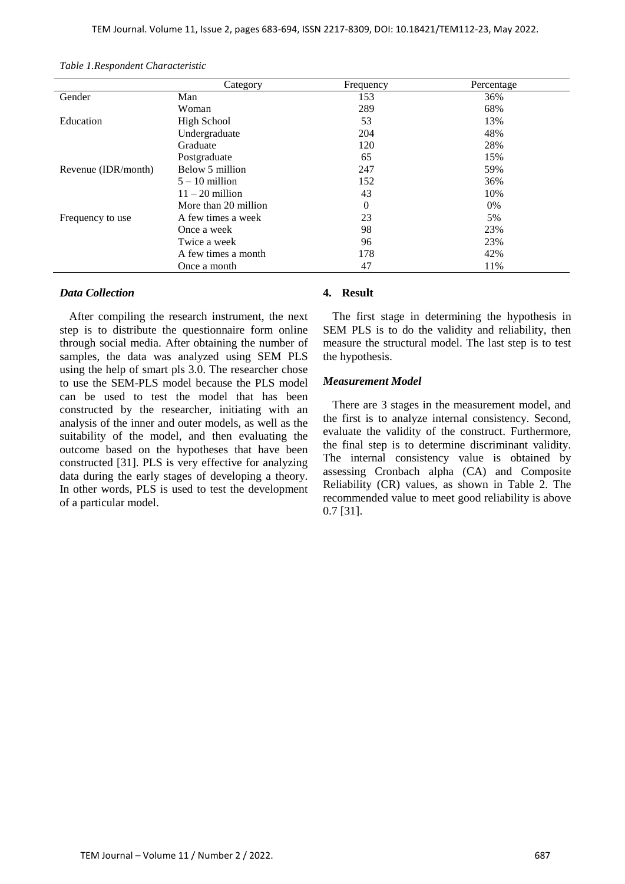*Table 1.Respondent Characteristic*

| | Category | Frequency | Percentage |
|---|---|---|---|
| Gender | Man | 153 | 36% |
| | Woman | 289 | 68% |
| Education | High School | 53 | 13% |
| | Undergraduate | 204 | 48% |
| | Graduate | 120 | 28% |
| | Postgraduate | 65 | 15% |
| Revenue (IDR/month) | Below 5 million | 247 | 59% |
| | 5 – 10 million | 152 | 36% |
| | 11 – 20 million | 43 | 10% |
| | More than 20 million | 0 | 0% |
| Frequency to use | A few times a week | 23 | 5% |
| | Once a week | 98 | 23% |
| | Twice a week | 96 | 23% |
| | A few times a month | 178 | 42% |
| | Once a month | 47 | 11% |

### *Data Collection*

After compiling the research instrument, the next step is to distribute the questionnaire form online through social media. After obtaining the number of samples, the data was analyzed using SEM PLS using the help of smart pls 3.0. The researcher chose to use the SEM-PLS model because the PLS model can be used to test the model that has been constructed by the researcher, initiating with an analysis of the inner and outer models, as well as the suitability of the model, and then evaluating the outcome based on the hypotheses that have been constructed [31]. PLS is very effective for analyzing data during the early stages of developing a theory. In other words, PLS is used to test the development of a particular model.

## 4. Result

The first stage in determining the hypothesis in SEM PLS is to do the validity and reliability, then measure the structural model. The last step is to test the hypothesis.

### *Measurement Model*

There are 3 stages in the measurement model, and the first is to analyze internal consistency. Second, evaluate the validity of the construct. Furthermore, the final step is to determine discriminant validity. The internal consistency value is obtained by assessing Cronbach alpha (CA) and Composite Reliability (CR) values, as shown in Table 2. The recommended value to meet good reliability is above 0.7 [31].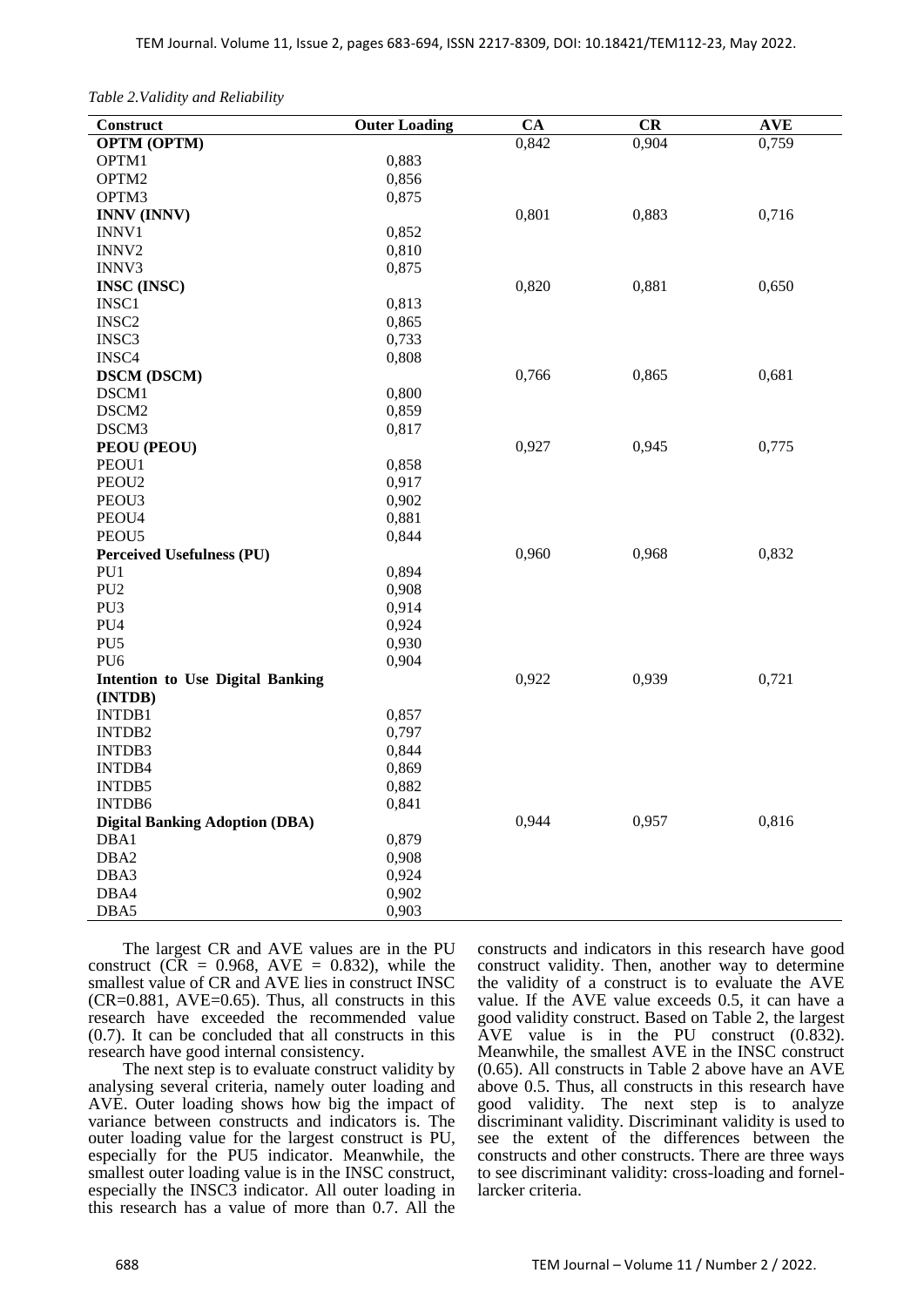*Table 2.Validity and Reliability*

| Construct | Outer Loading | CA | CR | AVE |
|---|---|---|---|---|
| **OPTM (OPTM)** | | 0,842 | 0,904 | 0,759 |
| OPTM1 | 0,883 | | | |
| OPTM2 | 0,856 | | | |
| OPTM3 | 0,875 | | | |
| **INNV (INNV)** | | 0,801 | 0,883 | 0,716 |
| INNV1 | 0,852 | | | |
| INNV2 | 0,810 | | | |
| INNV3 | 0,875 | | | |
| **INSC (INSC)** | | 0,820 | 0,881 | 0,650 |
| INSC1 | 0,813 | | | |
| INSC2 | 0,865 | | | |
| INSC3 | 0,733 | | | |
| INSC4 | 0,808 | | | |
| **DSCM (DSCM)** | | 0,766 | 0,865 | 0,681 |
| DSCM1 | 0,800 | | | |
| DSCM2 | 0,859 | | | |
| DSCM3 | 0,817 | | | |
| **PEOU (PEOU)** | | 0,927 | 0,945 | 0,775 |
| PEOU1 | 0,858 | | | |
| PEOU2 | 0,917 | | | |
| PEOU3 | 0,902 | | | |
| PEOU4 | 0,881 | | | |
| PEOU5 | 0,844 | | | |
| **Perceived Usefulness (PU)** | | 0,960 | 0,968 | 0,832 |
| PU1 | 0,894 | | | |
| PU2 | 0,908 | | | |
| PU3 | 0,914 | | | |
| PU4 | 0,924 | | | |
| PU5 | 0,930 | | | |
| PU6 | 0,904 | | | |
| **Intention to Use Digital Banking (INTDB)** | | 0,922 | 0,939 | 0,721 |
| INTDB1 | 0,857 | | | |
| INTDB2 | 0,797 | | | |
| INTDB3 | 0,844 | | | |
| INTDB4 | 0,869 | | | |
| INTDB5 | 0,882 | | | |
| INTDB6 | 0,841 | | | |
| **Digital Banking Adoption (DBA)** | | 0,944 | 0,957 | 0,816 |
| DBA1 | 0,879 | | | |
| DBA2 | 0,908 | | | |
| DBA3 | 0,924 | | | |
| DBA4 | 0,902 | | | |
| DBA5 | 0,903 | | | |

The largest CR and AVE values are in the PU construct (CR = 0.968, AVE = 0.832), while the smallest value of CR and AVE lies in construct INSC (CR=0.881, AVE=0.65). Thus, all constructs in this research have exceeded the recommended value (0.7). It can be concluded that all constructs in this research have good internal consistency.

The next step is to evaluate construct validity by analysing several criteria, namely outer loading and AVE. Outer loading shows how big the impact of variance between constructs and indicators is. The outer loading value for the largest construct is PU, especially for the PU5 indicator. Meanwhile, the smallest outer loading value is in the INSC construct, especially the INSC3 indicator. All outer loading in this research has a value of more than 0.7. All the constructs and indicators in this research have good construct validity. Then, another way to determine the validity of a construct is to evaluate the AVE value. If the AVE value exceeds 0.5, it can have a good validity construct. Based on Table 2, the largest AVE value is in the PU construct (0.832). Meanwhile, the smallest AVE in the INSC construct (0.65). All constructs in Table 2 above have an AVE above 0.5. Thus, all constructs in this research have good validity. The next step is to analyze discriminant validity. Discriminant validity is used to see the extent of the differences between the constructs and other constructs. There are three ways to see discriminant validity: cross-loading and fornel-larcker criteria.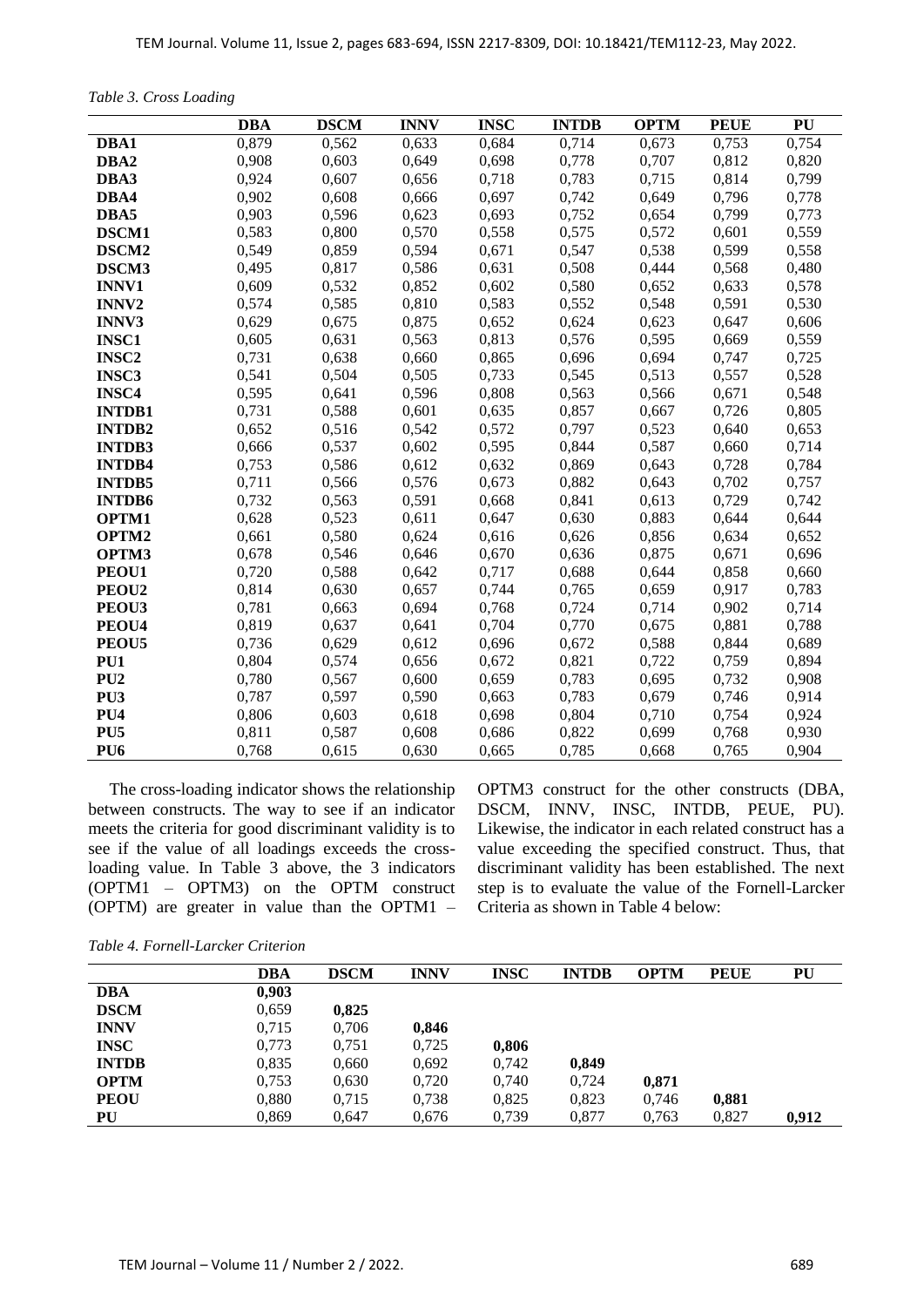*Table 3. Cross Loading*

| | DBA | DSCM | INNV | INSC | INTDB | OPTM | PEUE | PU |
|---|---|---|---|---|---|---|---|---|
| **DBA1** | 0,879 | 0,562 | 0,633 | 0,684 | 0,714 | 0,673 | 0,753 | 0,754 |
| **DBA2** | 0,908 | 0,603 | 0,649 | 0,698 | 0,778 | 0,707 | 0,812 | 0,820 |
| **DBA3** | 0,924 | 0,607 | 0,656 | 0,718 | 0,783 | 0,715 | 0,814 | 0,799 |
| **DBA4** | 0,902 | 0,608 | 0,666 | 0,697 | 0,742 | 0,649 | 0,796 | 0,778 |
| **DBA5** | 0,903 | 0,596 | 0,623 | 0,693 | 0,752 | 0,654 | 0,799 | 0,773 |
| **DSCM1** | 0,583 | 0,800 | 0,570 | 0,558 | 0,575 | 0,572 | 0,601 | 0,559 |
| **DSCM2** | 0,549 | 0,859 | 0,594 | 0,671 | 0,547 | 0,538 | 0,599 | 0,558 |
| **DSCM3** | 0,495 | 0,817 | 0,586 | 0,631 | 0,508 | 0,444 | 0,568 | 0,480 |
| **INNV1** | 0,609 | 0,532 | 0,852 | 0,602 | 0,580 | 0,652 | 0,633 | 0,578 |
| **INNV2** | 0,574 | 0,585 | 0,810 | 0,583 | 0,552 | 0,548 | 0,591 | 0,530 |
| **INNV3** | 0,629 | 0,675 | 0,875 | 0,652 | 0,624 | 0,623 | 0,647 | 0,606 |
| **INSC1** | 0,605 | 0,631 | 0,563 | 0,813 | 0,576 | 0,595 | 0,669 | 0,559 |
| **INSC2** | 0,731 | 0,638 | 0,660 | 0,865 | 0,696 | 0,694 | 0,747 | 0,725 |
| **INSC3** | 0,541 | 0,504 | 0,505 | 0,733 | 0,545 | 0,513 | 0,557 | 0,528 |
| **INSC4** | 0,595 | 0,641 | 0,596 | 0,808 | 0,563 | 0,566 | 0,671 | 0,548 |
| **INTDB1** | 0,731 | 0,588 | 0,601 | 0,635 | 0,857 | 0,667 | 0,726 | 0,805 |
| **INTDB2** | 0,652 | 0,516 | 0,542 | 0,572 | 0,797 | 0,523 | 0,640 | 0,653 |
| **INTDB3** | 0,666 | 0,537 | 0,602 | 0,595 | 0,844 | 0,587 | 0,660 | 0,714 |
| **INTDB4** | 0,753 | 0,586 | 0,612 | 0,632 | 0,869 | 0,643 | 0,728 | 0,784 |
| **INTDB5** | 0,711 | 0,566 | 0,576 | 0,673 | 0,882 | 0,643 | 0,702 | 0,757 |
| **INTDB6** | 0,732 | 0,563 | 0,591 | 0,668 | 0,841 | 0,613 | 0,729 | 0,742 |
| **OPTM1** | 0,628 | 0,523 | 0,611 | 0,647 | 0,630 | 0,883 | 0,644 | 0,644 |
| **OPTM2** | 0,661 | 0,580 | 0,624 | 0,616 | 0,626 | 0,856 | 0,634 | 0,652 |
| **OPTM3** | 0,678 | 0,546 | 0,646 | 0,670 | 0,636 | 0,875 | 0,671 | 0,696 |
| **PEOU1** | 0,720 | 0,588 | 0,642 | 0,717 | 0,688 | 0,644 | 0,858 | 0,660 |
| **PEOU2** | 0,814 | 0,630 | 0,657 | 0,744 | 0,765 | 0,659 | 0,917 | 0,783 |
| **PEOU3** | 0,781 | 0,663 | 0,694 | 0,768 | 0,724 | 0,714 | 0,902 | 0,714 |
| **PEOU4** | 0,819 | 0,637 | 0,641 | 0,704 | 0,770 | 0,675 | 0,881 | 0,788 |
| **PEOU5** | 0,736 | 0,629 | 0,612 | 0,696 | 0,672 | 0,588 | 0,844 | 0,689 |
| **PU1** | 0,804 | 0,574 | 0,656 | 0,672 | 0,821 | 0,722 | 0,759 | 0,894 |
| **PU2** | 0,780 | 0,567 | 0,600 | 0,659 | 0,783 | 0,695 | 0,732 | 0,908 |
| **PU3** | 0,787 | 0,597 | 0,590 | 0,663 | 0,783 | 0,679 | 0,746 | 0,914 |
| **PU4** | 0,806 | 0,603 | 0,618 | 0,698 | 0,804 | 0,710 | 0,754 | 0,924 |
| **PU5** | 0,811 | 0,587 | 0,608 | 0,686 | 0,822 | 0,699 | 0,768 | 0,930 |
| **PU6** | 0,768 | 0,615 | 0,630 | 0,665 | 0,785 | 0,668 | 0,765 | 0,904 |

The cross-loading indicator shows the relationship between constructs. The way to see if an indicator meets the criteria for good discriminant validity is to see if the value of all loadings exceeds the cross-loading value. In Table 3 above, the 3 indicators (OPTM1 – OPTM3) on the OPTM construct (OPTM) are greater in value than the OPTM1 – OPTM3 construct for the other constructs (DBA, DSCM, INNV, INSC, INTDB, PEUE, PU). Likewise, the indicator in each related construct has a value exceeding the specified construct. Thus, that discriminant validity has been established. The next step is to evaluate the value of the Fornell-Larcker Criteria as shown in Table 4 below:

*Table 4. Fornell-Larcker Criterion*

| | DBA | DSCM | INNV | INSC | INTDB | OPTM | PEUE | PU |
|---|---|---|---|---|---|---|---|---|
| **DBA** | **0,903** | | | | | | | |
| **DSCM** | 0,659 | **0,825** | | | | | | |
| **INNV** | 0,715 | 0,706 | **0,846** | | | | | |
| **INSC** | 0,773 | 0,751 | 0,725 | **0,806** | | | | |
| **INTDB** | 0,835 | 0,660 | 0,692 | 0,742 | **0,849** | | | |
| **OPTM** | 0,753 | 0,630 | 0,720 | 0,740 | 0,724 | **0,871** | | |
| **PEOU** | 0,880 | 0,715 | 0,738 | 0,825 | 0,823 | 0,746 | **0,881** | |
| **PU** | 0,869 | 0,647 | 0,676 | 0,739 | 0,877 | 0,763 | 0,827 | **0,912** |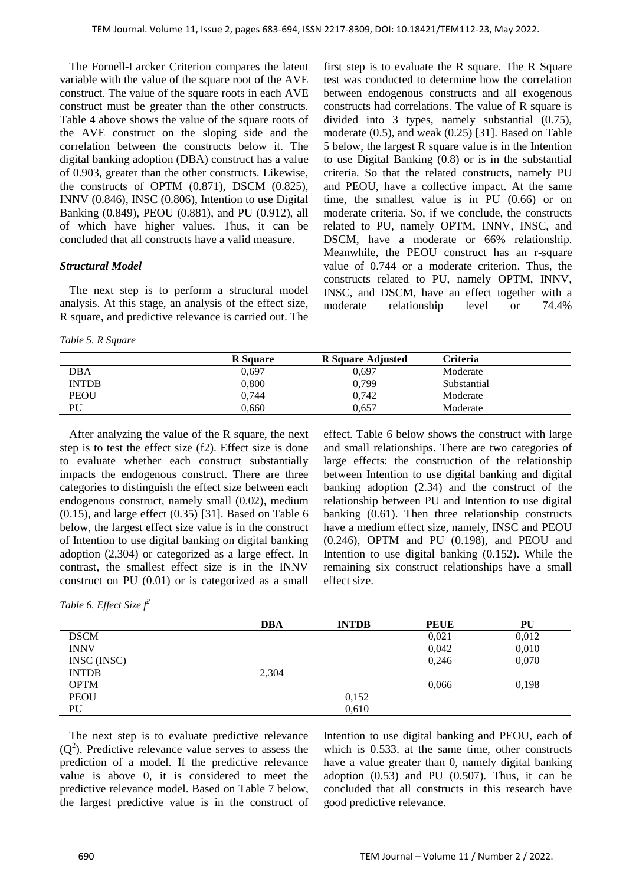The Fornell-Larcker Criterion compares the latent variable with the value of the square root of the AVE construct. The value of the square roots in each AVE construct must be greater than the other constructs. Table 4 above shows the value of the square roots of the AVE construct on the sloping side and the correlation between the constructs below it. The digital banking adoption (DBA) construct has a value of 0.903, greater than the other constructs. Likewise, the constructs of OPTM (0.871), DSCM (0.825), INNV (0.846), INSC (0.806), Intention to use Digital Banking (0.849), PEOU (0.881), and PU (0.912), all of which have higher values. Thus, it can be concluded that all constructs have a valid measure.

### *Structural Model*

The next step is to perform a structural model analysis. At this stage, an analysis of the effect size, R square, and predictive relevance is carried out. The first step is to evaluate the R square. The R Square test was conducted to determine how the correlation between endogenous constructs and all exogenous constructs had correlations. The value of R square is divided into 3 types, namely substantial (0.75), moderate (0.5), and weak (0.25) [31]. Based on Table 5 below, the largest R square value is in the Intention to use Digital Banking (0.8) or is in the substantial criteria. So that the related constructs, namely PU and PEOU, have a collective impact. At the same time, the smallest value is in PU (0.66) or on moderate criteria. So, if we conclude, the constructs related to PU, namely OPTM, INNV, INSC, and DSCM, have a moderate or 66% relationship. Meanwhile, the PEOU construct has an r-square value of 0.744 or a moderate criterion. Thus, the constructs related to PU, namely OPTM, INNV, INSC, and DSCM, have an effect together with a moderate relationship level or 74.4%

*Table 5. R Square*

| | R Square | R Square Adjusted | Criteria |
|---|---|---|---|
| DBA | 0,697 | 0,697 | Moderate |
| INTDB | 0,800 | 0,799 | Substantial |
| PEOU | 0,744 | 0,742 | Moderate |
| PU | 0,660 | 0,657 | Moderate |

After analyzing the value of the R square, the next step is to test the effect size (f2). Effect size is done to evaluate whether each construct substantially impacts the endogenous construct. There are three categories to distinguish the effect size between each endogenous construct, namely small (0.02), medium (0.15), and large effect (0.35) [31]. Based on Table 6 below, the largest effect size value is in the construct of Intention to use digital banking on digital banking adoption (2,304) or categorized as a large effect. In contrast, the smallest effect size is in the INNV construct on PU (0.01) or is categorized as a small effect. Table 6 below shows the construct with large and small relationships. There are two categories of large effects: the construction of the relationship between Intention to use digital banking and digital banking adoption (2.34) and the construct of the relationship between PU and Intention to use digital banking (0.61). Then three relationship constructs have a medium effect size, namely, INSC and PEOU (0.246), OPTM and PU (0.198), and PEOU and Intention to use digital banking (0.152). While the remaining six construct relationships have a small effect size.

*Table 6. Effect Size $f^2$*

| | DBA | INTDB | PEUE | PU |
|---|---|---|---|---|
| DSCM | | | 0,021 | 0,012 |
| INNV | | | 0,042 | 0,010 |
| INSC (INSC) | | | 0,246 | 0,070 |
| INTDB | 2,304 | | | |
| OPTM | | | 0,066 | 0,198 |
| PEOU | | 0,152 | | |
| PU | | 0,610 | | |

The next step is to evaluate predictive relevance ($Q^2$). Predictive relevance value serves to assess the prediction of a model. If the predictive relevance value is above 0, it is considered to meet the predictive relevance model. Based on Table 7 below, the largest predictive value is in the construct of Intention to use digital banking and PEOU, each of which is 0.533. at the same time, other constructs have a value greater than 0, namely digital banking adoption (0.53) and PU (0.507). Thus, it can be concluded that all constructs in this research have good predictive relevance.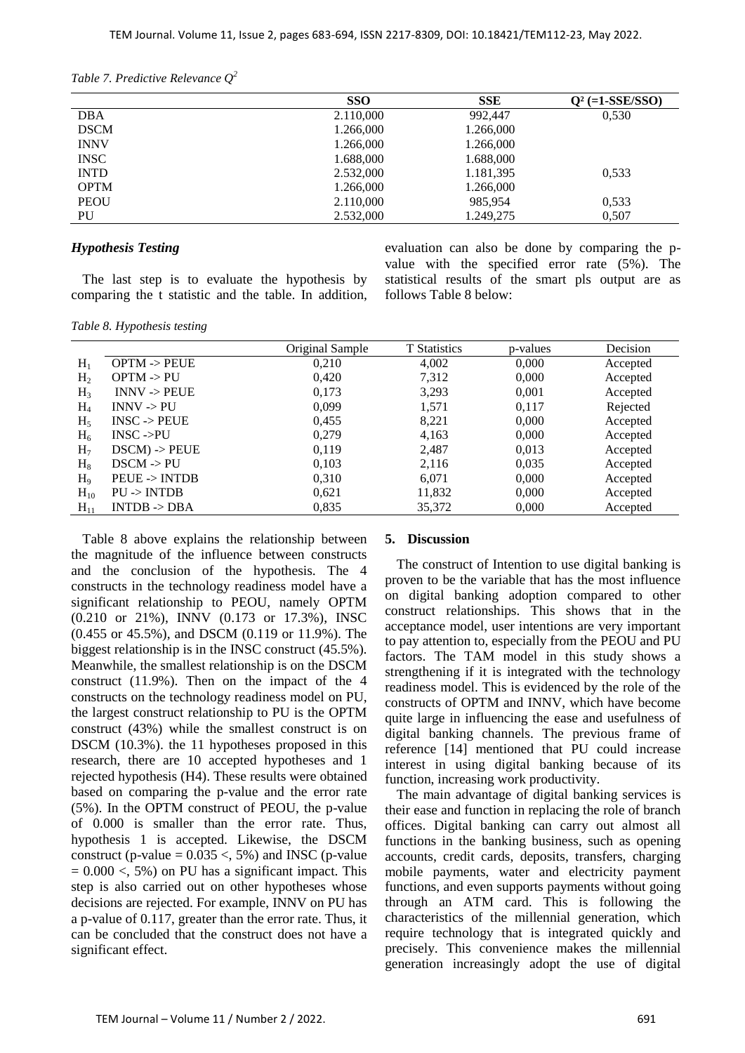*Table 7. Predictive Relevance $Q^2$*

| | SSO | SSE | $Q^2$ (=1-SSE/SSO) |
|---|---|---|---|
| DBA | 2.110,000 | 992,447 | 0,530 |
| DSCM | 1.266,000 | 1.266,000 | |
| INNV | 1.266,000 | 1.266,000 | |
| INSC | 1.688,000 | 1.688,000 | |
| INTD | 2.532,000 | 1.181,395 | 0,533 |
| OPTM | 1.266,000 | 1.266,000 | |
| PEOU | 2.110,000 | 985,954 | 0,533 |
| PU | 2.532,000 | 1.249,275 | 0,507 |

### *Hypothesis Testing*

The last step is to evaluate the hypothesis by comparing the t statistic and the table. In addition, evaluation can also be done by comparing the p-value with the specified error rate (5%). The statistical results of the smart pls output are as follows Table 8 below:

*Table 8. Hypothesis testing*

| | | Original Sample | T Statistics | p-values | Decision |
|---|---|---|---|---|---|
| $H_1$ | OPTM -> PEUE | 0,210 | 4,002 | 0,000 | Accepted |
| $H_2$ | OPTM -> PU | 0,420 | 7,312 | 0,000 | Accepted |
| $H_3$ | INNV -> PEUE | 0,173 | 3,293 | 0,001 | Accepted |
| $H_4$ | INNV -> PU | 0,099 | 1,571 | 0,117 | Rejected |
| $H_5$ | INSC -> PEUE | 0,455 | 8,221 | 0,000 | Accepted |
| $H_6$ | INSC ->PU | 0,279 | 4,163 | 0,000 | Accepted |
| $H_7$ | DSCM) -> PEUE | 0,119 | 2,487 | 0,013 | Accepted |
| $H_8$ | DSCM -> PU | 0,103 | 2,116 | 0,035 | Accepted |
| $H_9$ | PEUE -> INTDB | 0,310 | 6,071 | 0,000 | Accepted |
| $H_{10}$ | PU -> INTDB | 0,621 | 11,832 | 0,000 | Accepted |
| $H_{11}$ | INTDB -> DBA | 0,835 | 35,372 | 0,000 | Accepted |

Table 8 above explains the relationship between the magnitude of the influence between constructs and the conclusion of the hypothesis. The 4 constructs in the technology readiness model have a significant relationship to PEOU, namely OPTM (0.210 or 21%), INNV (0.173 or 17.3%), INSC (0.455 or 45.5%), and DSCM (0.119 or 11.9%). The biggest relationship is in the INSC construct (45.5%). Meanwhile, the smallest relationship is on the DSCM construct (11.9%). Then on the impact of the 4 constructs on the technology readiness model on PU, the largest construct relationship to PU is the OPTM construct (43%) while the smallest construct is on DSCM (10.3%). the 11 hypotheses proposed in this research, there are 10 accepted hypotheses and 1 rejected hypothesis (H4). These results were obtained based on comparing the p-value and the error rate (5%). In the OPTM construct of PEOU, the p-value of 0.000 is smaller than the error rate. Thus, hypothesis 1 is accepted. Likewise, the DSCM construct (p-value = 0.035 <, 5%) and INSC (p-value = 0.000 <, 5%) on PU has a significant impact. This step is also carried out on other hypotheses whose decisions are rejected. For example, INNV on PU has a p-value of 0.117, greater than the error rate. Thus, it can be concluded that the construct does not have a significant effect.

## 5. Discussion

The construct of Intention to use digital banking is proven to be the variable that has the most influence on digital banking adoption compared to other construct relationships. This shows that in the acceptance model, user intentions are very important to pay attention to, especially from the PEOU and PU factors. The TAM model in this study shows a strengthening if it is integrated with the technology readiness model. This is evidenced by the role of the constructs of OPTM and INNV, which have become quite large in influencing the ease and usefulness of digital banking channels. The previous frame of reference [14] mentioned that PU could increase interest in using digital banking because of its function, increasing work productivity.

The main advantage of digital banking services is their ease and function in replacing the role of branch offices. Digital banking can carry out almost all functions in the banking business, such as opening accounts, credit cards, deposits, transfers, charging mobile payments, water and electricity payment functions, and even supports payments without going through an ATM card. This is following the characteristics of the millennial generation, which require technology that is integrated quickly and precisely. This convenience makes the millennial generation increasingly adopt the use of digital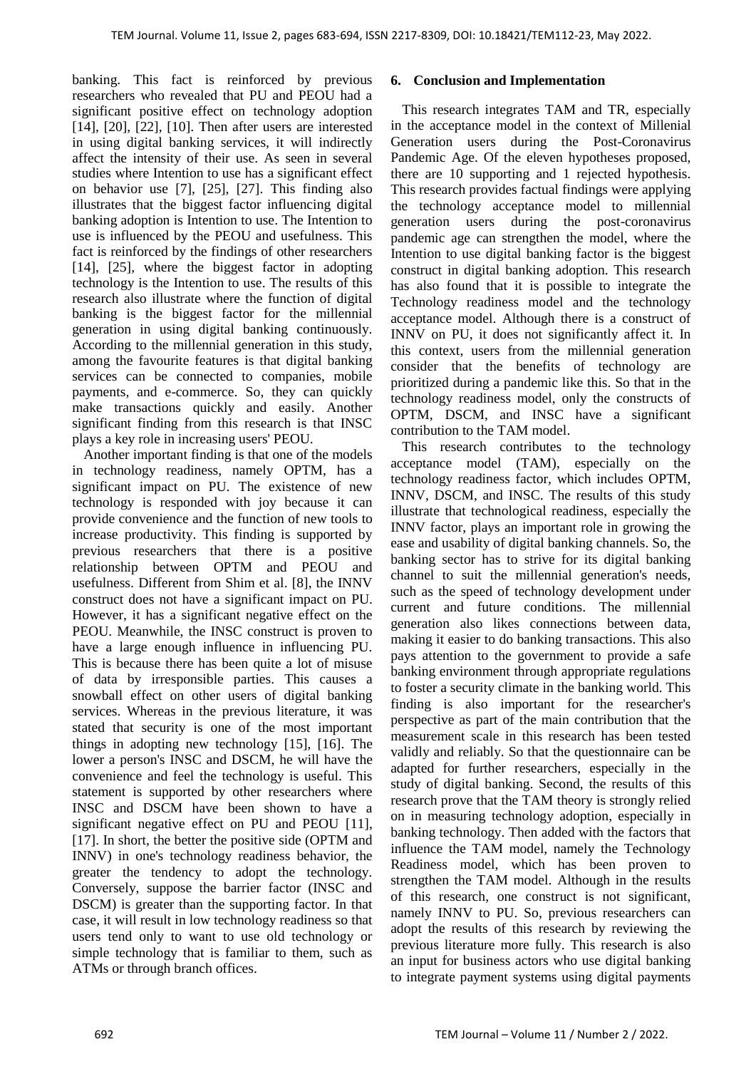banking. This fact is reinforced by previous researchers who revealed that PU and PEOU had a significant positive effect on technology adoption [14], [20], [22], [10]. Then after users are interested in using digital banking services, it will indirectly affect the intensity of their use. As seen in several studies where Intention to use has a significant effect on behavior use [7], [25], [27]. This finding also illustrates that the biggest factor influencing digital banking adoption is Intention to use. The Intention to use is influenced by the PEOU and usefulness. This fact is reinforced by the findings of other researchers [14], [25], where the biggest factor in adopting technology is the Intention to use. The results of this research also illustrate where the function of digital banking is the biggest factor for the millennial generation in using digital banking continuously. According to the millennial generation in this study, among the favourite features is that digital banking services can be connected to companies, mobile payments, and e-commerce. So, they can quickly make transactions quickly and easily. Another significant finding from this research is that INSC plays a key role in increasing users' PEOU.

Another important finding is that one of the models in technology readiness, namely OPTM, has a significant impact on PU. The existence of new technology is responded with joy because it can provide convenience and the function of new tools to increase productivity. This finding is supported by previous researchers that there is a positive relationship between OPTM and PEOU and usefulness. Different from Shim et al. [8], the INNV construct does not have a significant impact on PU. However, it has a significant negative effect on the PEOU. Meanwhile, the INSC construct is proven to have a large enough influence in influencing PU. This is because there has been quite a lot of misuse of data by irresponsible parties. This causes a snowball effect on other users of digital banking services. Whereas in the previous literature, it was stated that security is one of the most important things in adopting new technology [15], [16]. The lower a person's INSC and DSCM, he will have the convenience and feel the technology is useful. This statement is supported by other researchers where INSC and DSCM have been shown to have a significant negative effect on PU and PEOU [11], [17]. In short, the better the positive side (OPTM and INNV) in one's technology readiness behavior, the greater the tendency to adopt the technology. Conversely, suppose the barrier factor (INSC and DSCM) is greater than the supporting factor. In that case, it will result in low technology readiness so that users tend only to want to use old technology or simple technology that is familiar to them, such as ATMs or through branch offices.

## 6. Conclusion and Implementation

This research integrates TAM and TR, especially in the acceptance model in the context of Millenial Generation users during the Post-Coronavirus Pandemic Age. Of the eleven hypotheses proposed, there are 10 supporting and 1 rejected hypothesis. This research provides factual findings were applying the technology acceptance model to millennial generation users during the post-coronavirus pandemic age can strengthen the model, where the Intention to use digital banking factor is the biggest construct in digital banking adoption. This research has also found that it is possible to integrate the Technology readiness model and the technology acceptance model. Although there is a construct of INNV on PU, it does not significantly affect it. In this context, users from the millennial generation consider that the benefits of technology are prioritized during a pandemic like this. So that in the technology readiness model, only the constructs of OPTM, DSCM, and INSC have a significant contribution to the TAM model.

This research contributes to the technology acceptance model (TAM), especially on the technology readiness factor, which includes OPTM, INNV, DSCM, and INSC. The results of this study illustrate that technological readiness, especially the INNV factor, plays an important role in growing the ease and usability of digital banking channels. So, the banking sector has to strive for its digital banking channel to suit the millennial generation's needs, such as the speed of technology development under current and future conditions. The millennial generation also likes connections between data, making it easier to do banking transactions. This also pays attention to the government to provide a safe banking environment through appropriate regulations to foster a security climate in the banking world. This finding is also important for the researcher's perspective as part of the main contribution that the measurement scale in this research has been tested validly and reliably. So that the questionnaire can be adapted for further researchers, especially in the study of digital banking. Second, the results of this research prove that the TAM theory is strongly relied on in measuring technology adoption, especially in banking technology. Then added with the factors that influence the TAM model, namely the Technology Readiness model, which has been proven to strengthen the TAM model. Although in the results of this research, one construct is not significant, namely INNV to PU. So, previous researchers can adopt the results of this research by reviewing the previous literature more fully. This research is also an input for business actors who use digital banking to integrate payment systems using digital payments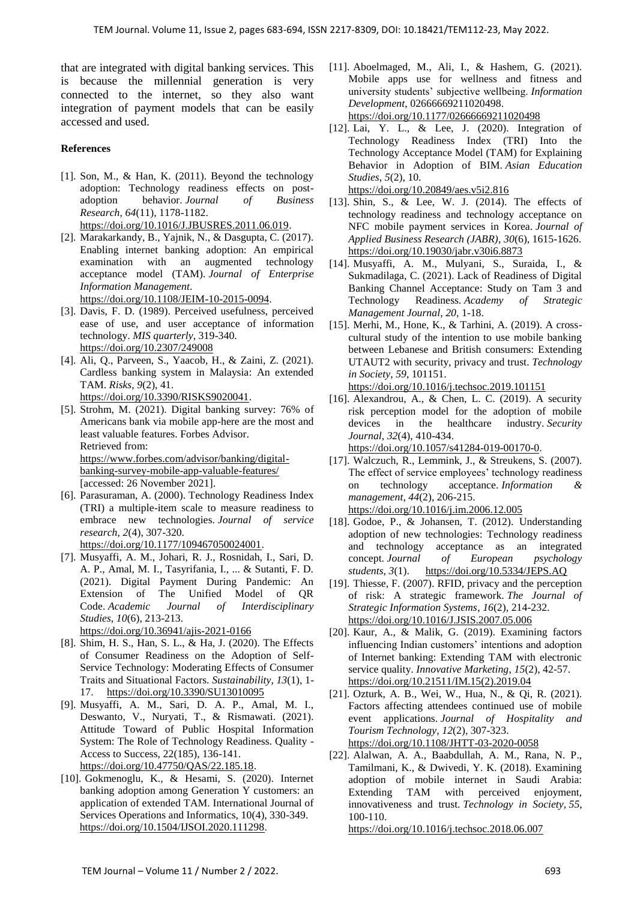that are integrated with digital banking services. This is because the millennial generation is very connected to the internet, so they also want integration of payment models that can be easily accessed and used.

**References**

[1]. Son, M., & Han, K. (2011). Beyond the technology adoption: Technology readiness effects on post-adoption behavior. *Journal of Business Research*, *64*(11), 1178-1182. https://doi.org/10.1016/J.JBUSRES.2011.06.019.

[2]. Marakarkandy, B., Yajnik, N., & Dasgupta, C. (2017). Enabling internet banking adoption: An empirical examination with an augmented technology acceptance model (TAM). *Journal of Enterprise Information Management*. https://doi.org/10.1108/JEIM-10-2015-0094.

[3]. Davis, F. D. (1989). Perceived usefulness, perceived ease of use, and user acceptance of information technology. *MIS quarterly*, 319-340. https://doi.org/10.2307/249008

[4]. Ali, Q., Parveen, S., Yaacob, H., & Zaini, Z. (2021). Cardless banking system in Malaysia: An extended TAM. *Risks*, *9*(2), 41. https://doi.org/10.3390/RISKS9020041.

[5]. Strohm, M. (2021). Digital banking survey: 76% of Americans bank via mobile app-here are the most and least valuable features. Forbes Advisor. Retrieved from: https://www.forbes.com/advisor/banking/digital-banking-survey-mobile-app-valuable-features/ [accessed: 26 November 2021].

[6]. Parasuraman, A. (2000). Technology Readiness Index (TRI) a multiple-item scale to measure readiness to embrace new technologies. *Journal of service research*, *2*(4), 307-320. https://doi.org/10.1177/109467050024001.

[7]. Musyaffi, A. M., Johari, R. J., Rosnidah, I., Sari, D. A. P., Amal, M. I., Tasyrifania, I., ... & Sutanti, F. D. (2021). Digital Payment During Pandemic: An Extension of The Unified Model of QR Code. *Academic Journal of Interdisciplinary Studies*, *10*(6), 213-213. https://doi.org/10.36941/ajis-2021-0166

[8]. Shim, H. S., Han, S. L., & Ha, J. (2020). The Effects of Consumer Readiness on the Adoption of Self-Service Technology: Moderating Effects of Consumer Traits and Situational Factors. *Sustainability*, *13*(1), 1-17. https://doi.org/10.3390/SU13010095

[9]. Musyaffi, A. M., Sari, D. A. P., Amal, M. I., Deswanto, V., Nuryati, T., & Rismawati. (2021). Attitude Toward of Public Hospital Information System: The Role of Technology Readiness. Quality - Access to Success, 22(185), 136-141. https://doi.org/10.47750/QAS/22.185.18.

[10]. Gokmenoglu, K., & Hesami, S. (2020). Internet banking adoption among Generation Y customers: an application of extended TAM. International Journal of Services Operations and Informatics, 10(4), 330-349. https://doi.org/10.1504/IJSOI.2020.111298.

[11]. Aboelmaged, M., Ali, I., & Hashem, G. (2021). Mobile apps use for wellness and fitness and university students' subjective wellbeing. *Information Development*, 02666669211020498. https://doi.org/10.1177/02666669211020498

[12]. Lai, Y. L., & Lee, J. (2020). Integration of Technology Readiness Index (TRI) Into the Technology Acceptance Model (TAM) for Explaining Behavior in Adoption of BIM. *Asian Education Studies*, *5*(2), 10. https://doi.org/10.20849/aes.v5i2.816

[13]. Shin, S., & Lee, W. J. (2014). The effects of technology readiness and technology acceptance on NFC mobile payment services in Korea. *Journal of Applied Business Research (JABR)*, *30*(6), 1615-1626. https://doi.org/10.19030/jabr.v30i6.8873

[14]. Musyaffi, A. M., Mulyani, S., Suraida, I., & Sukmadilaga, C. (2021). Lack of Readiness of Digital Banking Channel Acceptance: Study on Tam 3 and Technology Readiness. *Academy of Strategic Management Journal*, *20*, 1-18.

[15]. Merhi, M., Hone, K., & Tarhini, A. (2019). A cross-cultural study of the intention to use mobile banking between Lebanese and British consumers: Extending UTAUT2 with security, privacy and trust. *Technology in Society*, *59*, 101151. https://doi.org/10.1016/j.techsoc.2019.101151

[16]. Alexandrou, A., & Chen, L. C. (2019). A security risk perception model for the adoption of mobile devices in the healthcare industry. *Security Journal*, *32*(4), 410-434. https://doi.org/10.1057/s41284-019-00170-0.

[17]. Walczuch, R., Lemmink, J., & Streukens, S. (2007). The effect of service employees' technology readiness on technology acceptance. *Information & management*, *44*(2), 206-215. https://doi.org/10.1016/j.im.2006.12.005

[18]. Godoe, P., & Johansen, T. (2012). Understanding adoption of new technologies: Technology readiness and technology acceptance as an integrated concept. *Journal of European psychology students*, *3*(1). https://doi.org/10.5334/JEPS.AQ

[19]. Thiesse, F. (2007). RFID, privacy and the perception of risk: A strategic framework. *The Journal of Strategic Information Systems*, *16*(2), 214-232. https://doi.org/10.1016/J.JSIS.2007.05.006

[20]. Kaur, A., & Malik, G. (2019). Examining factors influencing Indian customers' intentions and adoption of Internet banking: Extending TAM with electronic service quality. *Innovative Marketing*, *15*(2), 42-57. https://doi.org/10.21511/IM.15(2).2019.04

[21]. Ozturk, A. B., Wei, W., Hua, N., & Qi, R. (2021). Factors affecting attendees continued use of mobile event applications. *Journal of Hospitality and Tourism Technology*, *12*(2), 307-323. https://doi.org/10.1108/JHTT-03-2020-0058

[22]. Alalwan, A. A., Baabdullah, A. M., Rana, N. P., Tamilmani, K., & Dwivedi, Y. K. (2018). Examining adoption of mobile internet in Saudi Arabia: Extending TAM with perceived enjoyment, innovativeness and trust. *Technology in Society*, *55*, 100-110. https://doi.org/10.1016/j.techsoc.2018.06.007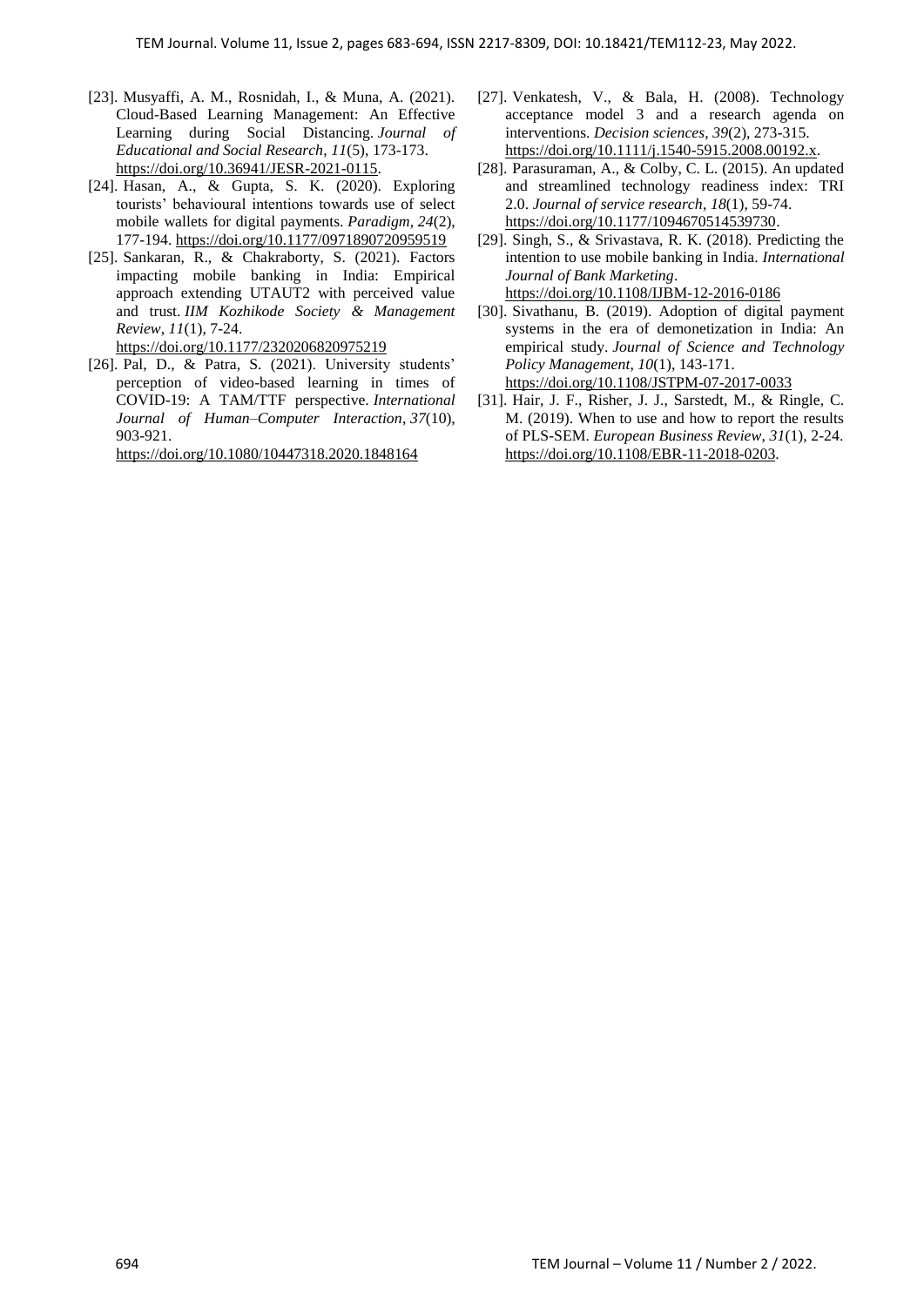[23]. Musyaffi, A. M., Rosnidah, I., & Muna, A. (2021). Cloud-Based Learning Management: An Effective Learning during Social Distancing. *Journal of Educational and Social Research*, *11*(5), 173-173. https://doi.org/10.36941/JESR-2021-0115.

[24]. Hasan, A., & Gupta, S. K. (2020). Exploring tourists' behavioural intentions towards use of select mobile wallets for digital payments. *Paradigm*, *24*(2), 177-194. https://doi.org/10.1177/0971890720959519

[25]. Sankaran, R., & Chakraborty, S. (2021). Factors impacting mobile banking in India: Empirical approach extending UTAUT2 with perceived value and trust. *IIM Kozhikode Society & Management Review*, *11*(1), 7-24. https://doi.org/10.1177/2320206820975219

[26]. Pal, D., & Patra, S. (2021). University students' perception of video-based learning in times of COVID-19: A TAM/TTF perspective. *International Journal of Human–Computer Interaction*, *37*(10), 903-921. https://doi.org/10.1080/10447318.2020.1848164

[27]. Venkatesh, V., & Bala, H. (2008). Technology acceptance model 3 and a research agenda on interventions. *Decision sciences*, *39*(2), 273-315. https://doi.org/10.1111/j.1540-5915.2008.00192.x.

[28]. Parasuraman, A., & Colby, C. L. (2015). An updated and streamlined technology readiness index: TRI 2.0. *Journal of service research*, *18*(1), 59-74. https://doi.org/10.1177/1094670514539730.

[29]. Singh, S., & Srivastava, R. K. (2018). Predicting the intention to use mobile banking in India. *International Journal of Bank Marketing*. https://doi.org/10.1108/IJBM-12-2016-0186

[30]. Sivathanu, B. (2019). Adoption of digital payment systems in the era of demonetization in India: An empirical study. *Journal of Science and Technology Policy Management*, *10*(1), 143-171. https://doi.org/10.1108/JSTPM-07-2017-0033

[31]. Hair, J. F., Risher, J. J., Sarstedt, M., & Ringle, C. M. (2019). When to use and how to report the results of PLS-SEM. *European Business Review*, *31*(1), 2-24. https://doi.org/10.1108/EBR-11-2018-0203.